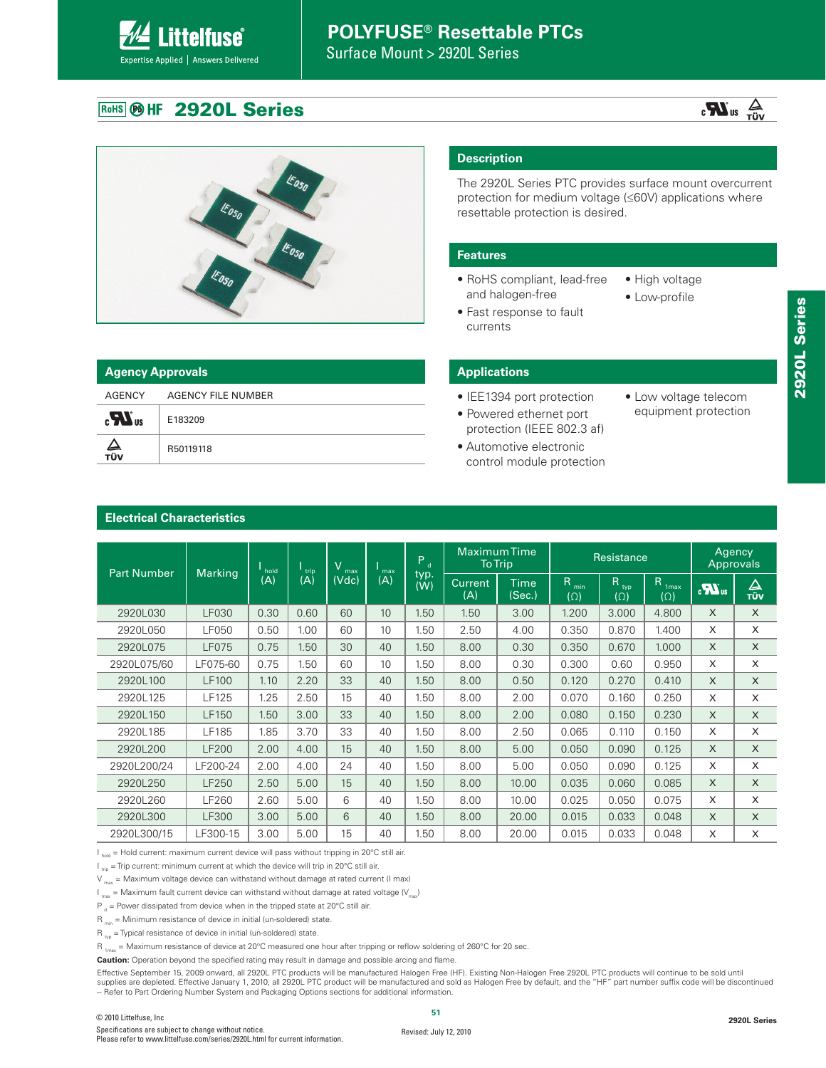# POLYFUSE® Resettable PTCs

Surface Mount > 2920L Series

## 2920L Series

### Description

The 2920L Series PTC provides surface mount overcurrent protection for medium voltage (≤60V) applications where resettable protection is desired.

### Features

- RoHS compliant, lead-free and halogen-free
- Fast response to fault currents
- High voltage
- Low-profile

### Agency Approvals

| AGENCY | AGENCY FILE NUMBER |
|---|---|
| cULus | E183209 |
| TÜV | R50119118 |

### Applications

- IEE1394 port protection
- Powered ethernet port protection (IEEE 802.3 af)
- Automotive electronic control module protection
- Low voltage telecom equipment protection

### Electrical Characteristics

| Part Number | Marking | $I_{hold}$ (A) | $I_{trip}$ (A) | $V_{max}$ (Vdc) | $I_{max}$ (A) | $P_d$ typ. (W) | Maximum Time To Trip | | Resistance | | | Agency Approvals | |
|---|---|---|---|---|---|---|---|---|---|---|---|---|---|
| | | | | | | | Current (A) | Time (Sec.) | $R_{min}$ (Ω) | $R_{typ}$ (Ω) | $R_{1max}$ (Ω) | cULus | TÜV |
| 2920L030 | LF030 | 0.30 | 0.60 | 60 | 10 | 1.50 | 1.50 | 3.00 | 1.200 | 3.000 | 4.800 | X | X |
| 2920L050 | LF050 | 0.50 | 1.00 | 60 | 10 | 1.50 | 2.50 | 4.00 | 0.350 | 0.870 | 1.400 | X | X |
| 2920L075 | LF075 | 0.75 | 1.50 | 30 | 40 | 1.50 | 8.00 | 0.30 | 0.350 | 0.670 | 1.000 | X | X |
| 2920L075/60 | LF075-60 | 0.75 | 1.50 | 60 | 10 | 1.50 | 8.00 | 0.30 | 0.300 | 0.60 | 0.950 | X | X |
| 2920L100 | LF100 | 1.10 | 2.20 | 33 | 40 | 1.50 | 8.00 | 0.50 | 0.120 | 0.270 | 0.410 | X | X |
| 2920L125 | LF125 | 1.25 | 2.50 | 15 | 40 | 1.50 | 8.00 | 2.00 | 0.070 | 0.160 | 0.250 | X | X |
| 2920L150 | LF150 | 1.50 | 3.00 | 33 | 40 | 1.50 | 8.00 | 2.00 | 0.080 | 0.150 | 0.230 | X | X |
| 2920L185 | LF185 | 1.85 | 3.70 | 33 | 40 | 1.50 | 8.00 | 2.50 | 0.065 | 0.110 | 0.150 | X | X |
| 2920L200 | LF200 | 2.00 | 4.00 | 15 | 40 | 1.50 | 8.00 | 5.00 | 0.050 | 0.090 | 0.125 | X | X |
| 2920L200/24 | LF200-24 | 2.00 | 4.00 | 24 | 40 | 1.50 | 8.00 | 5.00 | 0.050 | 0.090 | 0.125 | X | X |
| 2920L250 | LF250 | 2.50 | 5.00 | 15 | 40 | 1.50 | 8.00 | 10.00 | 0.035 | 0.060 | 0.085 | X | X |
| 2920L260 | LF260 | 2.60 | 5.00 | 6 | 40 | 1.50 | 8.00 | 10.00 | 0.025 | 0.050 | 0.075 | X | X |
| 2920L300 | LF300 | 3.00 | 5.00 | 6 | 40 | 1.50 | 8.00 | 20.00 | 0.015 | 0.033 | 0.048 | X | X |
| 2920L300/15 | LF300-15 | 3.00 | 5.00 | 15 | 40 | 1.50 | 8.00 | 20.00 | 0.015 | 0.033 | 0.048 | X | X |

$I_{hold}$ = Hold current: maximum current device will pass without tripping in 20°C still air.

$I_{trip}$ = Trip current: minimum current at which the device will trip in 20°C still air.

$V_{max}$ = Maximum voltage device can withstand without damage at rated current (I max)

$I_{max}$ = Maximum fault current device can withstand without damage at rated voltage ($V_{max}$)

$P_d$ = Power dissipated from device when in the tripped state at 20°C still air.

$R_{min}$ = Minimum resistance of device in initial (un-soldered) state.

$R_{typ}$ = Typical resistance of device in initial (un-soldered) state.

$R_{1max}$ = Maximum resistance of device at 20°C measured one hour after tripping or reflow soldering of 260°C for 20 sec.

**Caution:** Operation beyond the specified rating may result in damage and possible arcing and flame.

Effective September 15, 2009 onward, all 2920L PTC products will be manufactured Halogen Free (HF). Existing Non-Halogen Free 2920L PTC products will continue to be sold until supplies are depleted. Effective January 1, 2010, all 2920L PTC product will be manufactured and sold as Halogen Free by default, and the "HF" part number suffix code will be discontinued -- Refer to Part Ordering Number System and Packaging Options sections for additional information.

© 2010 Littelfuse, Inc

Specifications are subject to change without notice.
Please refer to www.littelfuse.com/series/2920L.html for current information.

Revised: July 12, 2010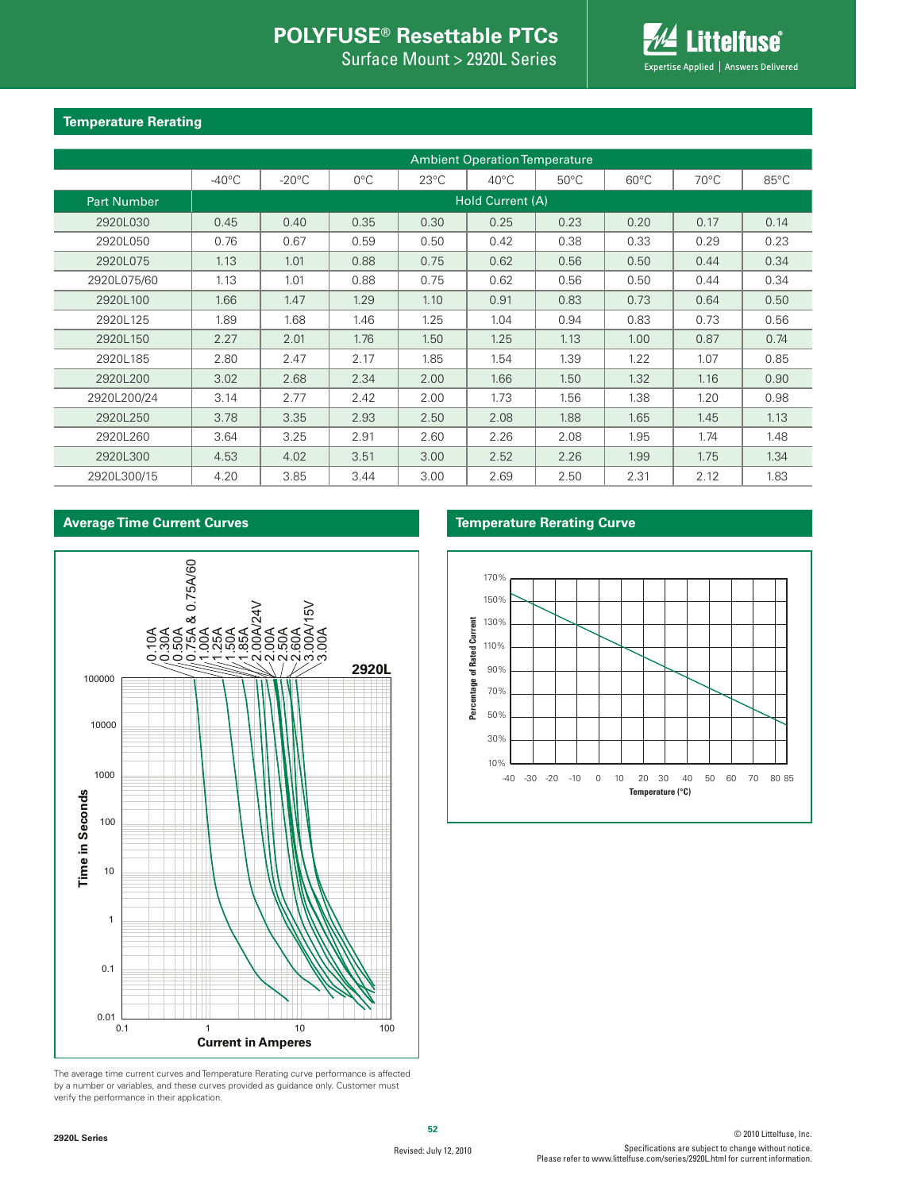## Temperature Rerating

| | Ambient Operation Temperature | | | | | | | | |
|---|---|---|---|---|---|---|---|---|---|
| | -40°C | -20°C | 0°C | 23°C | 40°C | 50°C | 60°C | 70°C | 85°C |
| Part Number | Hold Current (A) | | | | | | | | |
| 2920L030 | 0.45 | 0.40 | 0.35 | 0.30 | 0.25 | 0.23 | 0.20 | 0.17 | 0.14 |
| 2920L050 | 0.76 | 0.67 | 0.59 | 0.50 | 0.42 | 0.38 | 0.33 | 0.29 | 0.23 |
| 2920L075 | 1.13 | 1.01 | 0.88 | 0.75 | 0.62 | 0.56 | 0.50 | 0.44 | 0.34 |
| 2920L075/60 | 1.13 | 1.01 | 0.88 | 0.75 | 0.62 | 0.56 | 0.50 | 0.44 | 0.34 |
| 2920L100 | 1.66 | 1.47 | 1.29 | 1.10 | 0.91 | 0.83 | 0.73 | 0.64 | 0.50 |
| 2920L125 | 1.89 | 1.68 | 1.46 | 1.25 | 1.04 | 0.94 | 0.83 | 0.73 | 0.56 |
| 2920L150 | 2.27 | 2.01 | 1.76 | 1.50 | 1.25 | 1.13 | 1.00 | 0.87 | 0.74 |
| 2920L185 | 2.80 | 2.47 | 2.17 | 1.85 | 1.54 | 1.39 | 1.22 | 1.07 | 0.85 |
| 2920L200 | 3.02 | 2.68 | 2.34 | 2.00 | 1.66 | 1.50 | 1.32 | 1.16 | 0.90 |
| 2920L200/24 | 3.14 | 2.77 | 2.42 | 2.00 | 1.73 | 1.56 | 1.38 | 1.20 | 0.98 |
| 2920L250 | 3.78 | 3.35 | 2.93 | 2.50 | 2.08 | 1.88 | 1.65 | 1.45 | 1.13 |
| 2920L260 | 3.64 | 3.25 | 2.91 | 2.60 | 2.26 | 2.08 | 1.95 | 1.74 | 1.48 |
| 2920L300 | 4.53 | 4.02 | 3.51 | 3.00 | 2.52 | 2.26 | 1.99 | 1.75 | 1.34 |
| 2920L300/15 | 4.20 | 3.85 | 3.44 | 3.00 | 2.69 | 2.50 | 2.31 | 2.12 | 1.83 |

## Average Time Current Curves

## Temperature Rerating Curve

The average time current curves and Temperature Rerating curve performance is affected by a number or variables, and these curves provided as guidance only. Customer must verify the performance in their application.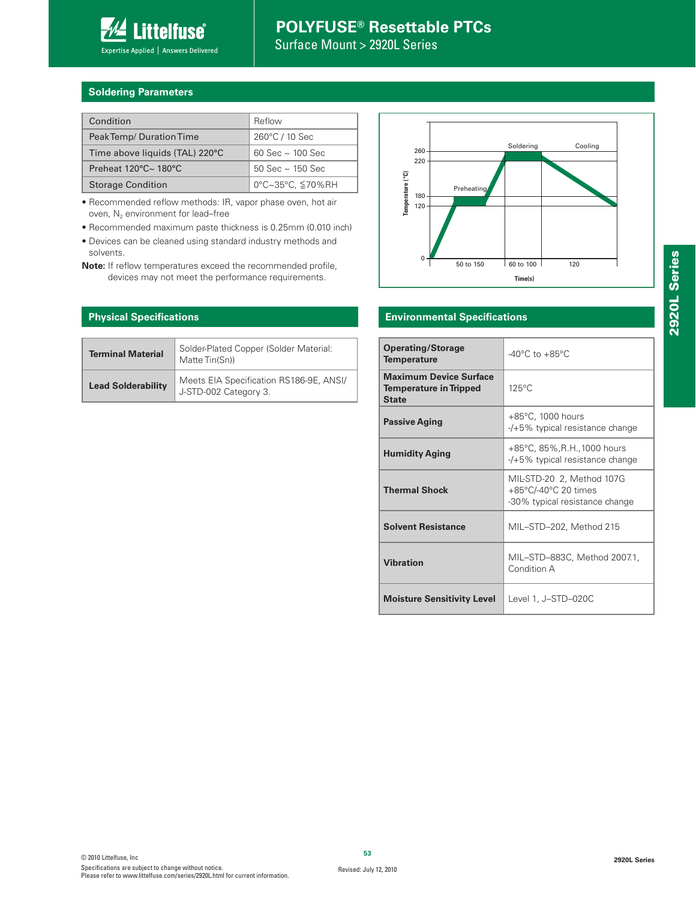## Soldering Parameters

| Condition | Reflow |
|---|---|
| Peak Temp/ Duration Time | 260°C / 10 Sec |
| Time above liquids (TAL) 220°C | 60 Sec ~ 100 Sec |
| Preheat 120°C~ 180°C | 50 Sec ~ 150 Sec |
| Storage Condition | 0°C~35°C, ≦70%RH |

- Recommended reflow methods: IR, vapor phase oven, hot air oven, $N_2$ environment for lead–free
- Recommended maximum paste thickness is 0.25mm (0.010 inch)
- Devices can be cleaned using standard industry methods and solvents.

**Note:** If reflow temperatures exceed the recommended profile, devices may not meet the performance requirements.

## Physical Specifications

| | |
|---|---|
| **Terminal Material** | Solder-Plated Copper (Solder Material: Matte Tin(Sn)) |
| **Lead Solderability** | Meets EIA Specification RS186-9E, ANSI/ J-STD-002 Category 3. |

## Environmental Specifications

| | |
|---|---|
| **Operating/Storage Temperature** | -40°C to +85°C |
| **Maximum Device Surface Temperature in Tripped State** | 125°C |
| **Passive Aging** | +85°C, 1000 hours<br>-/+5% typical resistance change |
| **Humidity Aging** | +85°C, 85%,R.H.,1000 hours<br>-/+5% typical resistance change |
| **Thermal Shock** | MIL-STD-20 2, Method 107G<br>+85°C/-40°C 20 times<br>-30% typical resistance change |
| **Solvent Resistance** | MIL–STD–202, Method 215 |
| **Vibration** | MIL–STD–883C, Method 2007.1, Condition A |
| **Moisture Sensitivity Level** | Level 1, J–STD–020C |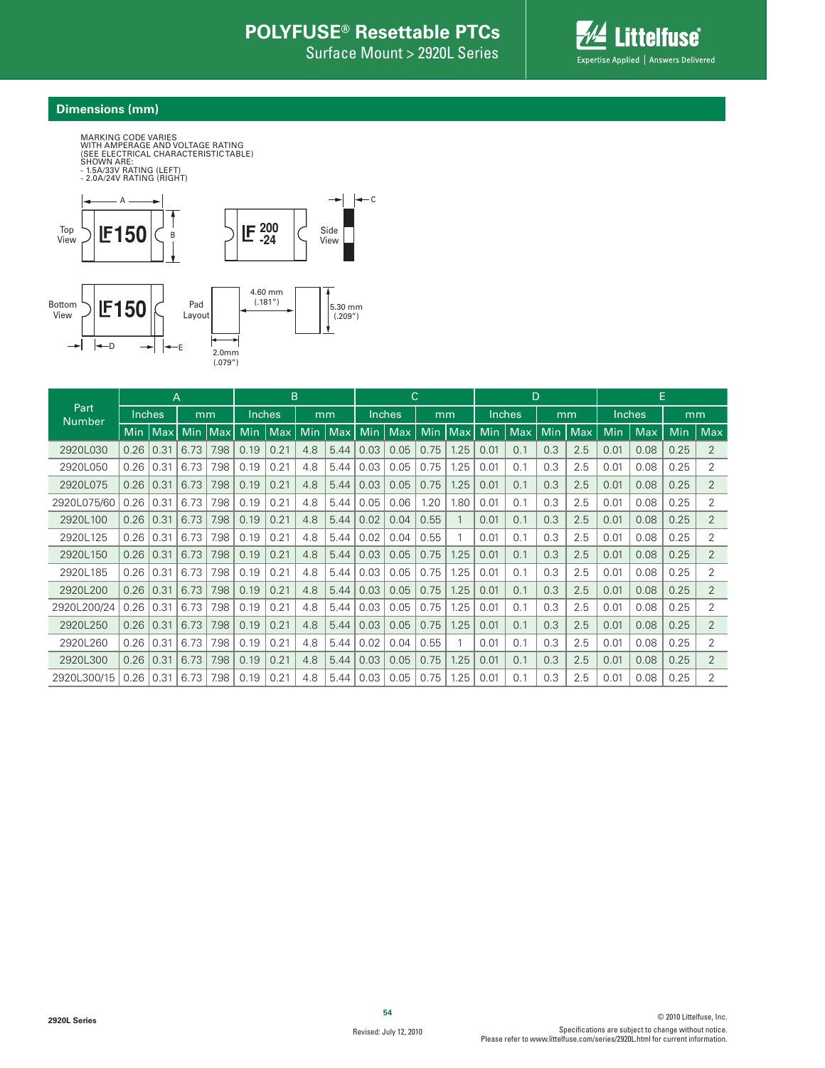## Dimensions (mm)

MARKING CODE VARIES
WITH AMPERAGE AND VOLTAGE RATING
(SEE ELECTRICAL CHARACTERISTIC TABLE)
SHOWN ARE:
- 1.5A/33V RATING (LEFT)
- 2.0A/24V RATING (RIGHT)

Top View — LF150 — A, B
LF 200 -24
Side View — C
Bottom View — LF150 — D, E
Pad Layout — 4.60 mm (.181") — 5.30 mm (.209") — 2.0mm (.079")

| Part Number | A | | | | B | | | | C | | | | D | | | | E | | | |
|---|---|---|---|---|---|---|---|---|---|---|---|---|---|---|---|---|---|---|---|---|
| | Inches | | mm | | Inches | | mm | | Inches | | mm | | Inches | | mm | | Inches | | mm | |
| | Min | Max | Min | Max | Min | Max | Min | Max | Min | Max | Min | Max | Min | Max | Min | Max | Min | Max | Min | Max |
| 2920L030 | 0.26 | 0.31 | 6.73 | 7.98 | 0.19 | 0.21 | 4.8 | 5.44 | 0.03 | 0.05 | 0.75 | 1.25 | 0.01 | 0.1 | 0.3 | 2.5 | 0.01 | 0.08 | 0.25 | 2 |
| 2920L050 | 0.26 | 0.31 | 6.73 | 7.98 | 0.19 | 0.21 | 4.8 | 5.44 | 0.03 | 0.05 | 0.75 | 1.25 | 0.01 | 0.1 | 0.3 | 2.5 | 0.01 | 0.08 | 0.25 | 2 |
| 2920L075 | 0.26 | 0.31 | 6.73 | 7.98 | 0.19 | 0.21 | 4.8 | 5.44 | 0.03 | 0.05 | 0.75 | 1.25 | 0.01 | 0.1 | 0.3 | 2.5 | 0.01 | 0.08 | 0.25 | 2 |
| 2920L075/60 | 0.26 | 0.31 | 6.73 | 7.98 | 0.19 | 0.21 | 4.8 | 5.44 | 0.05 | 0.06 | 1.20 | 1.80 | 0.01 | 0.1 | 0.3 | 2.5 | 0.01 | 0.08 | 0.25 | 2 |
| 2920L100 | 0.26 | 0.31 | 6.73 | 7.98 | 0.19 | 0.21 | 4.8 | 5.44 | 0.02 | 0.04 | 0.55 | 1 | 0.01 | 0.1 | 0.3 | 2.5 | 0.01 | 0.08 | 0.25 | 2 |
| 2920L125 | 0.26 | 0.31 | 6.73 | 7.98 | 0.19 | 0.21 | 4.8 | 5.44 | 0.02 | 0.04 | 0.55 | 1 | 0.01 | 0.1 | 0.3 | 2.5 | 0.01 | 0.08 | 0.25 | 2 |
| 2920L150 | 0.26 | 0.31 | 6.73 | 7.98 | 0.19 | 0.21 | 4.8 | 5.44 | 0.03 | 0.05 | 0.75 | 1.25 | 0.01 | 0.1 | 0.3 | 2.5 | 0.01 | 0.08 | 0.25 | 2 |
| 2920L185 | 0.26 | 0.31 | 6.73 | 7.98 | 0.19 | 0.21 | 4.8 | 5.44 | 0.03 | 0.05 | 0.75 | 1.25 | 0.01 | 0.1 | 0.3 | 2.5 | 0.01 | 0.08 | 0.25 | 2 |
| 2920L200 | 0.26 | 0.31 | 6.73 | 7.98 | 0.19 | 0.21 | 4.8 | 5.44 | 0.03 | 0.05 | 0.75 | 1.25 | 0.01 | 0.1 | 0.3 | 2.5 | 0.01 | 0.08 | 0.25 | 2 |
| 2920L200/24 | 0.26 | 0.31 | 6.73 | 7.98 | 0.19 | 0.21 | 4.8 | 5.44 | 0.03 | 0.05 | 0.75 | 1.25 | 0.01 | 0.1 | 0.3 | 2.5 | 0.01 | 0.08 | 0.25 | 2 |
| 2920L250 | 0.26 | 0.31 | 6.73 | 7.98 | 0.19 | 0.21 | 4.8 | 5.44 | 0.03 | 0.05 | 0.75 | 1.25 | 0.01 | 0.1 | 0.3 | 2.5 | 0.01 | 0.08 | 0.25 | 2 |
| 2920L260 | 0.26 | 0.31 | 6.73 | 7.98 | 0.19 | 0.21 | 4.8 | 5.44 | 0.02 | 0.04 | 0.55 | 1 | 0.01 | 0.1 | 0.3 | 2.5 | 0.01 | 0.08 | 0.25 | 2 |
| 2920L300 | 0.26 | 0.31 | 6.73 | 7.98 | 0.19 | 0.21 | 4.8 | 5.44 | 0.03 | 0.05 | 0.75 | 1.25 | 0.01 | 0.1 | 0.3 | 2.5 | 0.01 | 0.08 | 0.25 | 2 |
| 2920L300/15 | 0.26 | 0.31 | 6.73 | 7.98 | 0.19 | 0.21 | 4.8 | 5.44 | 0.03 | 0.05 | 0.75 | 1.25 | 0.01 | 0.1 | 0.3 | 2.5 | 0.01 | 0.08 | 0.25 | 2 |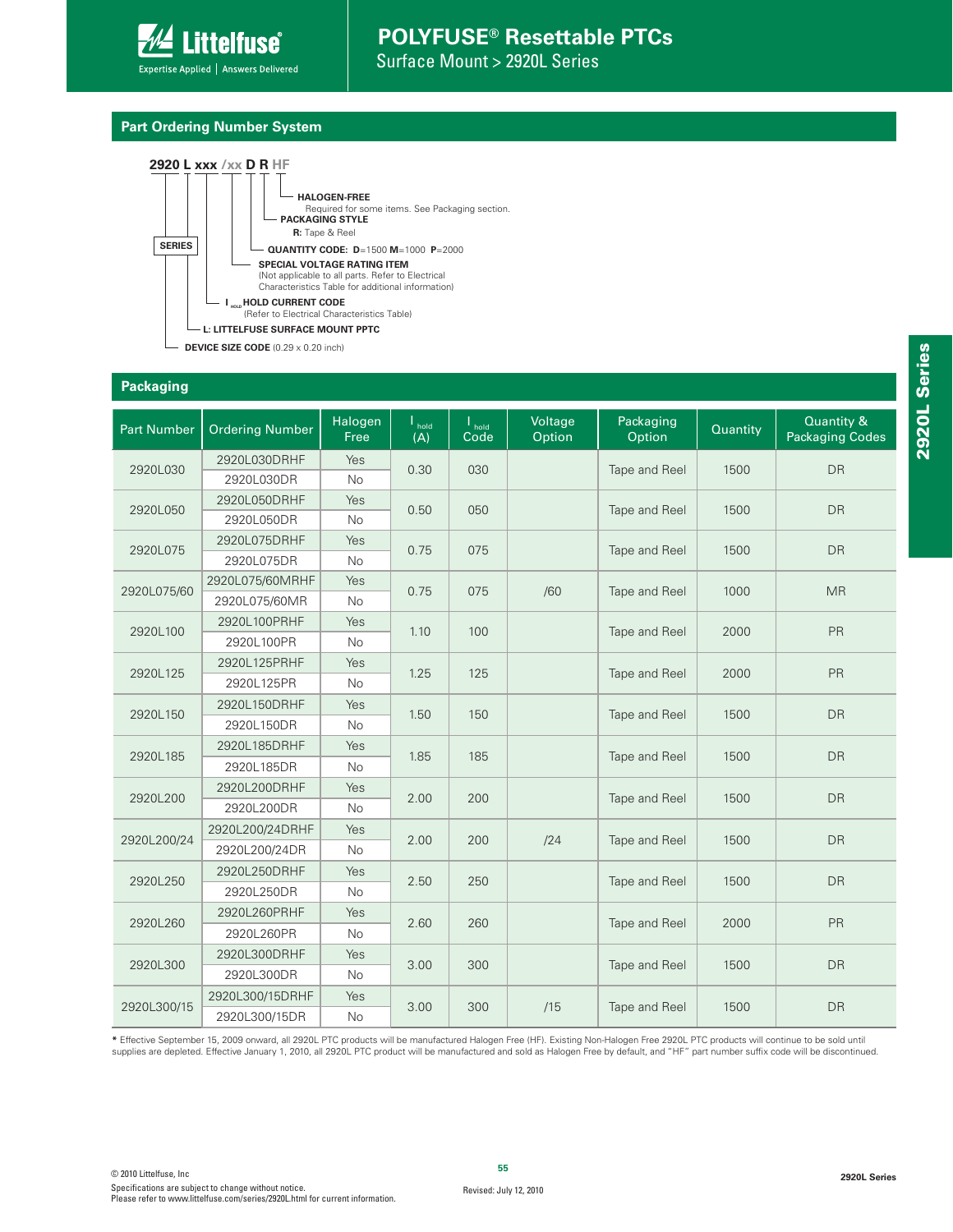## Part Ordering Number System

**2920 L xxx /xx D R HF**

- **HALOGEN-FREE** — Required for some items. See Packaging section.
- **PACKAGING STYLE** — **R:** Tape & Reel
- **QUANTITY CODE: D**=1500 **M**=1000 **P**=2000
- **SPECIAL VOLTAGE RATING ITEM** — (Not applicable to all parts. Refer to Electrical Characteristics Table for additional information)
- **$I_{HOLD}$ HOLD CURRENT CODE** — (Refer to Electrical Characteristics Table)
- **L: LITTELFUSE SURFACE MOUNT PPTC**
- **SERIES**
- **DEVICE SIZE CODE** (0.29 x 0.20 inch)

## Packaging

| Part Number | Ordering Number | Halogen Free | $I_{hold}$ (A) | $I_{hold}$ Code | Voltage Option | Packaging Option | Quantity | Quantity & Packaging Codes |
|---|---|---|---|---|---|---|---|---|
| 2920L030 | 2920L030DRHF | Yes | 0.30 | 030 | | Tape and Reel | 1500 | DR |
| | 2920L030DR | No | | | | | | |
| 2920L050 | 2920L050DRHF | Yes | 0.50 | 050 | | Tape and Reel | 1500 | DR |
| | 2920L050DR | No | | | | | | |
| 2920L075 | 2920L075DRHF | Yes | 0.75 | 075 | | Tape and Reel | 1500 | DR |
| | 2920L075DR | No | | | | | | |
| 2920L075/60 | 2920L075/60MRHF | Yes | 0.75 | 075 | /60 | Tape and Reel | 1000 | MR |
| | 2920L075/60MR | No | | | | | | |
| 2920L100 | 2920L100PRHF | Yes | 1.10 | 100 | | Tape and Reel | 2000 | PR |
| | 2920L100PR | No | | | | | | |
| 2920L125 | 2920L125PRHF | Yes | 1.25 | 125 | | Tape and Reel | 2000 | PR |
| | 2920L125PR | No | | | | | | |
| 2920L150 | 2920L150DRHF | Yes | 1.50 | 150 | | Tape and Reel | 1500 | DR |
| | 2920L150DR | No | | | | | | |
| 2920L185 | 2920L185DRHF | Yes | 1.85 | 185 | | Tape and Reel | 1500 | DR |
| | 2920L185DR | No | | | | | | |
| 2920L200 | 2920L200DRHF | Yes | 2.00 | 200 | | Tape and Reel | 1500 | DR |
| | 2920L200DR | No | | | | | | |
| 2920L200/24 | 2920L200/24DRHF | Yes | 2.00 | 200 | /24 | Tape and Reel | 1500 | DR |
| | 2920L200/24DR | No | | | | | | |
| 2920L250 | 2920L250DRHF | Yes | 2.50 | 250 | | Tape and Reel | 1500 | DR |
| | 2920L250DR | No | | | | | | |
| 2920L260 | 2920L260PRHF | Yes | 2.60 | 260 | | Tape and Reel | 2000 | PR |
| | 2920L260PR | No | | | | | | |
| 2920L300 | 2920L300DRHF | Yes | 3.00 | 300 | | Tape and Reel | 1500 | DR |
| | 2920L300DR | No | | | | | | |
| 2920L300/15 | 2920L300/15DRHF | Yes | 3.00 | 300 | /15 | Tape and Reel | 1500 | DR |
| | 2920L300/15DR | No | | | | | | |

* Effective September 15, 2009 onward, all 2920L PTC products will be manufactured Halogen Free (HF). Existing Non-Halogen Free 2920L PTC products will continue to be sold until supplies are depleted. Effective January 1, 2010, all 2920L PTC product will be manufactured and sold as Halogen Free by default, and "HF" part number suffix code will be discontinued.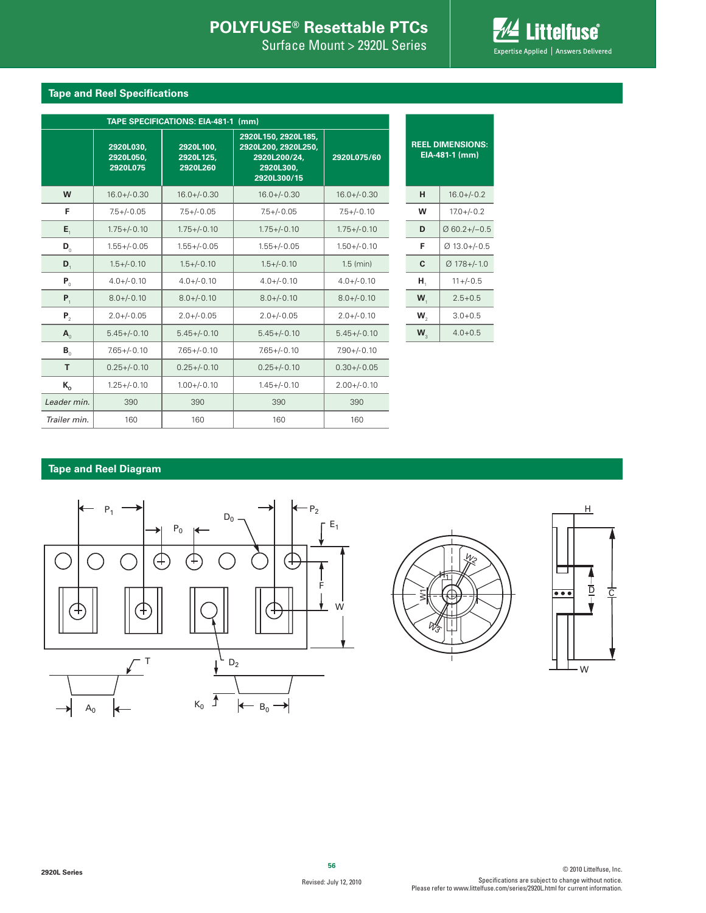## Tape and Reel Specifications

| TAPE SPECIFICATIONS: EIA-481-1 (mm) | | | | |
|---|---|---|---|---|
| | 2920L030, 2920L050, 2920L075 | 2920L100, 2920L125, 2920L260 | 2920L150, 2920L185, 2920L200, 2920L250, 2920L200/24, 2920L300, 2920L300/15 | 2920L075/60 |
| W | 16.0+/-0.30 | 16.0+/-0.30 | 16.0+/-0.30 | 16.0+/-0.30 |
| F | 7.5+/-0.05 | 7.5+/-0.05 | 7.5+/-0.05 | 7.5+/-0.10 |
| $E_1$ | 1.75+/-0.10 | 1.75+/-0.10 | 1.75+/-0.10 | 1.75+/-0.10 |
| $D_0$ | 1.55+/-0.05 | 1.55+/-0.05 | 1.55+/-0.05 | 1.50+/-0.10 |
| $D_1$ | 1.5+/-0.10 | 1.5+/-0.10 | 1.5+/-0.10 | 1.5 (min) |
| $P_0$ | 4.0+/-0.10 | 4.0+/-0.10 | 4.0+/-0.10 | 4.0+/-0.10 |
| $P_1$ | 8.0+/-0.10 | 8.0+/-0.10 | 8.0+/-0.10 | 8.0+/-0.10 |
| $P_2$ | 2.0+/-0.05 | 2.0+/-0.05 | 2.0+/-0.05 | 2.0+/-0.10 |
| $A_0$ | 5.45+/-0.10 | 5.45+/-0.10 | 5.45+/-0.10 | 5.45+/-0.10 |
| $B_0$ | 7.65+/-0.10 | 7.65+/-0.10 | 7.65+/-0.10 | 7.90+/-0.10 |
| T | 0.25+/-0.10 | 0.25+/-0.10 | 0.25+/-0.10 | 0.30+/-0.05 |
| $K_0$ | 1.25+/-0.10 | 1.00+/-0.10 | 1.45+/-0.10 | 2.00+/-0.10 |
| *Leader min.* | 390 | 390 | 390 | 390 |
| *Trailer min.* | 160 | 160 | 160 | 160 |

| REEL DIMENSIONS: EIA-481-1 (mm) | |
|---|---|
| H | 16.0+/-0.2 |
| W | 17.0+/-0.2 |
| D | Ø 60.2+/−0.5 |
| F | Ø 13.0+/-0.5 |
| C | Ø 178+/-1.0 |
| $H_1$ | 11+/-0.5 |
| $W_1$ | 2.5+0.5 |
| $W_2$ | 3.0+0.5 |
| $W_3$ | 4.0+0.5 |

## Tape and Reel Diagram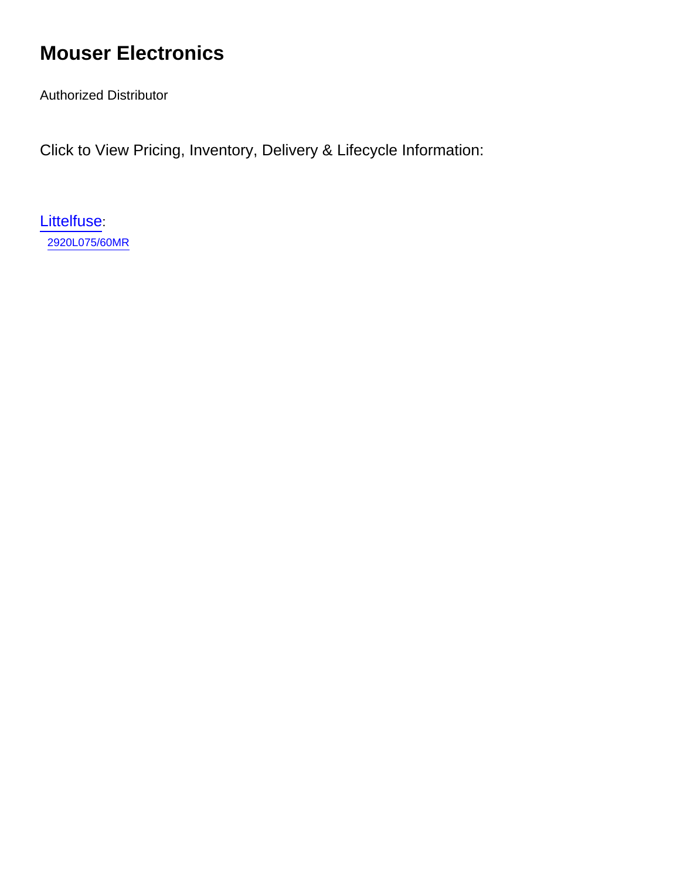# Mouser Electronics

Authorized Distributor

Click to View Pricing, Inventory, Delivery & Lifecycle Information:

Littelfuse:

2920L075/60MR